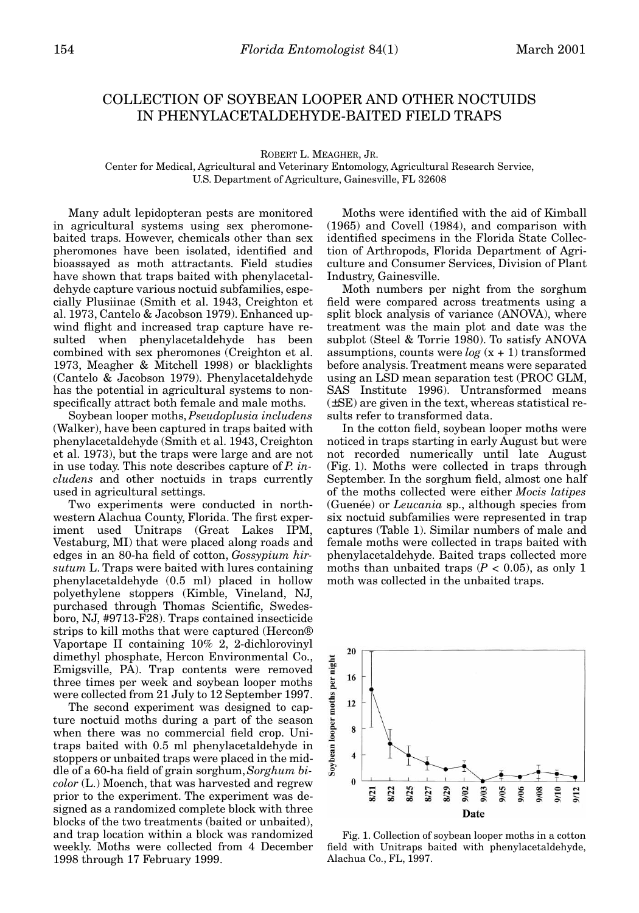# COLLECTION OF SOYBEAN LOOPER AND OTHER NOCTUIDS IN PHENYLACETALDEHYDE-BAITED FIELD TRAPS

ROBERT L. MEAGHER, JR.

Center for Medical, Agricultural and Veterinary Entomology, Agricultural Research Service, U.S. Department of Agriculture, Gainesville, FL 32608

Many adult lepidopteran pests are monitored in agricultural systems using sex pheromone-baited traps. However, chemicals other than sex pheromones have been isolated, identified and bioassayed as moth attractants. Field studies have shown that traps baited with phenylacetaldehyde capture various noctuid subfamilies, especially Plusiinae (Smith et al. 1943, Creighton et al. 1973, Cantelo & Jacobson 1979). Enhanced upwind flight and increased trap capture have resulted when phenylacetaldehyde has been combined with sex pheromones (Creighton et al. 1973, Meagher & Mitchell 1998) or blacklights (Cantelo & Jacobson 1979). Phenylacetaldehyde has the potential in agricultural systems to nonspecifically attract both female and male moths.

Soybean looper moths, *Pseudoplusia includens* (Walker), have been captured in traps baited with phenylacetaldehyde (Smith et al. 1943, Creighton et al. 1973), but the traps were large and are not in use today. This note describes capture of *P. includens* and other noctuids in traps currently used in agricultural settings.

Two experiments were conducted in northwestern Alachua County, Florida. The first experiment used Unitraps (Great Lakes IPM, Vestaburg, MI) that were placed along roads and edges in an 80-ha field of cotton, *Gossypium hirsutum* L. Traps were baited with lures containing phenylacetaldehyde (0.5 ml) placed in hollow polyethylene stoppers (Kimble, Vineland, NJ, purchased through Thomas Scientific, Swedesboro, NJ, #9713-F28). Traps contained insecticide strips to kill moths that were captured (Hercon® Vaportape II containing 10% 2, 2-dichlorovinyl dimethyl phosphate, Hercon Environmental Co., Emigsville, PA). Trap contents were removed three times per week and soybean looper moths were collected from 21 July to 12 September 1997.

The second experiment was designed to capture noctuid moths during a part of the season when there was no commercial field crop. Unitraps baited with 0.5 ml phenylacetaldehyde in stoppers or unbaited traps were placed in the middle of a 60-ha field of grain sorghum, *Sorghum bicolor* (L.) Moench, that was harvested and regrew prior to the experiment. The experiment was designed as a randomized complete block with three blocks of the two treatments (baited or unbaited), and trap location within a block was randomized weekly. Moths were collected from 4 December 1998 through 17 February 1999.

Moths were identified with the aid of Kimball (1965) and Covell (1984), and comparison with identified specimens in the Florida State Collection of Arthropods, Florida Department of Agriculture and Consumer Services, Division of Plant Industry, Gainesville.

Moth numbers per night from the sorghum field were compared across treatments using a split block analysis of variance (ANOVA), where treatment was the main plot and date was the subplot (Steel & Torrie 1980). To satisfy ANOVA assumptions, counts were $\log(x + 1)$ transformed before analysis. Treatment means were separated using an LSD mean separation test (PROC GLM, SAS Institute 1996). Untransformed means ($\pm$SE) are given in the text, whereas statistical results refer to transformed data.

In the cotton field, soybean looper moths were noticed in traps starting in early August but were not recorded numerically until late August (Fig. 1). Moths were collected in traps through September. In the sorghum field, almost one half of the moths collected were either *Mocis latipes* (Guenée) or *Leucania* sp., although species from six noctuid subfamilies were represented in trap captures (Table 1). Similar numbers of male and female moths were collected in traps baited with phenylacetaldehyde. Baited traps collected more moths than unbaited traps ($P < 0.05$), as only 1 moth was collected in the unbaited traps.

Fig. 1. Collection of soybean looper moths in a cotton field with Unitraps baited with phenylacetaldehyde, Alachua Co., FL, 1997.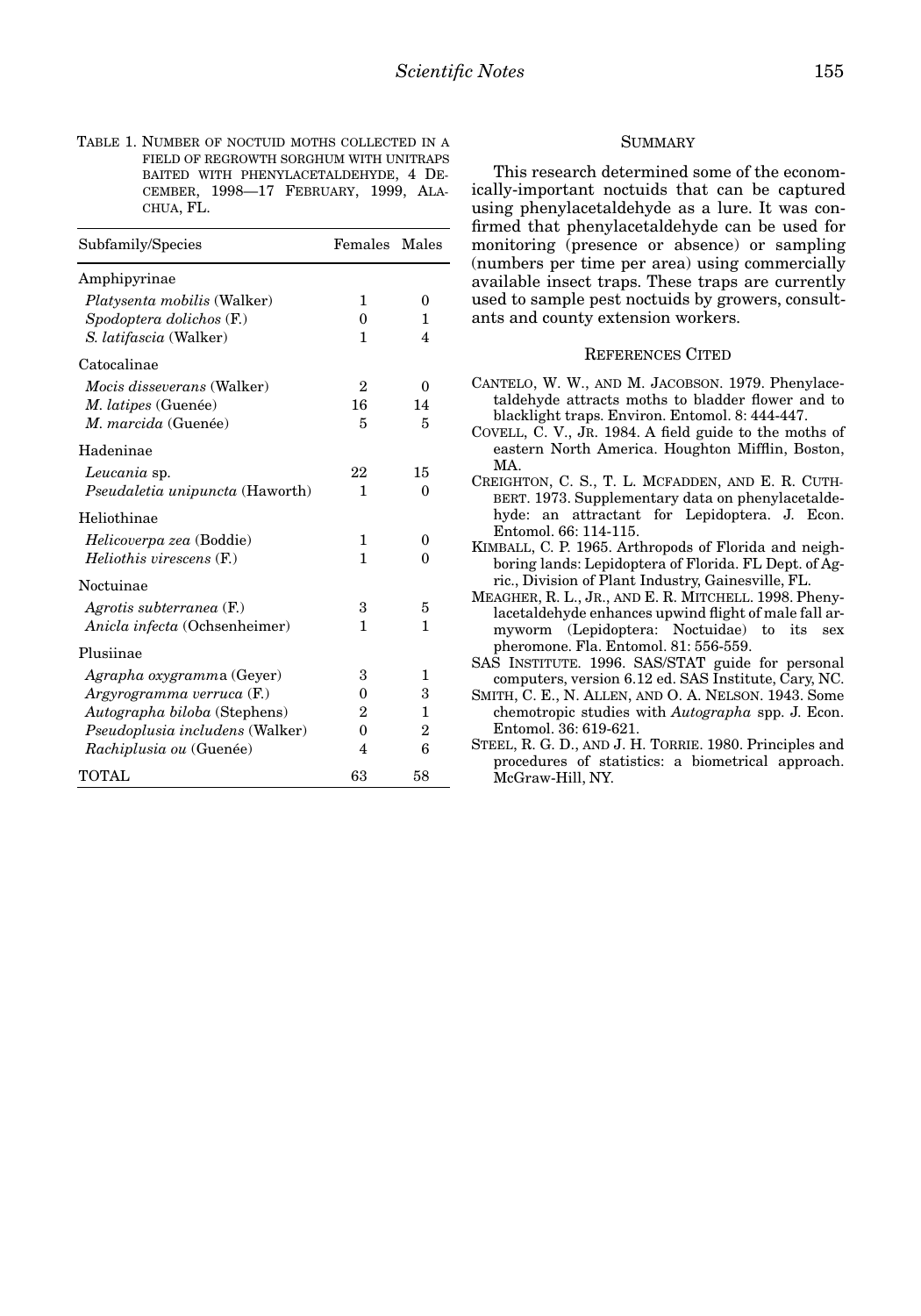TABLE 1. NUMBER OF NOCTUID MOTHS COLLECTED IN A FIELD OF REGROWTH SORGHUM WITH UNITRAPS BAITED WITH PHENYLACETALDEHYDE, 4 DECEMBER, 1998—17 FEBRUARY, 1999, ALACHUA, FL.

| Subfamily/Species | Females | Males |
|---|---|---|
| Amphipyrinae | | |
| *Platysenta mobilis* (Walker) | 1 | 0 |
| *Spodoptera dolichos* (F.) | 0 | 1 |
| *S. latifascia* (Walker) | 1 | 4 |
| Catocalinae | | |
| *Mocis disseverans* (Walker) | 2 | 0 |
| *M. latipes* (Guenée) | 16 | 14 |
| *M. marcida* (Guenée) | 5 | 5 |
| Hadeninae | | |
| *Leucania* sp. | 22 | 15 |
| *Pseudaletia unipuncta* (Haworth) | 1 | 0 |
| Heliothinae | | |
| *Helicoverpa zea* (Boddie) | 1 | 0 |
| *Heliothis virescens* (F.) | 1 | 0 |
| Noctuinae | | |
| *Agrotis subterranea* (F.) | 3 | 5 |
| *Anicla infecta* (Ochsenheimer) | 1 | 1 |
| Plusiinae | | |
| *Agrapha oxygramma* (Geyer) | 3 | 1 |
| *Argyrogramma verruca* (F.) | 0 | 3 |
| *Autographa biloba* (Stephens) | 2 | 1 |
| *Pseudoplusia includens* (Walker) | 0 | 2 |
| *Rachiplusia ou* (Guenée) | 4 | 6 |
| TOTAL | 63 | 58 |

## SUMMARY

This research determined some of the economically-important noctuids that can be captured using phenylacetaldehyde as a lure. It was confirmed that phenylacetaldehyde can be used for monitoring (presence or absence) or sampling (numbers per time per area) using commercially available insect traps. These traps are currently used to sample pest noctuids by growers, consultants and county extension workers.

## REFERENCES CITED

CANTELO, W. W., AND M. JACOBSON. 1979. Phenylacetaldehyde attracts moths to bladder flower and to blacklight traps. Environ. Entomol. 8: 444-447.

COVELL, C. V., JR. 1984. A field guide to the moths of eastern North America. Houghton Mifflin, Boston, MA.

CREIGHTON, C. S., T. L. MCFADDEN, AND E. R. CUTHBERT. 1973. Supplementary data on phenylacetaldehyde: an attractant for Lepidoptera. J. Econ. Entomol. 66: 114-115.

KIMBALL, C. P. 1965. Arthropods of Florida and neighboring lands: Lepidoptera of Florida. FL Dept. of Agric., Division of Plant Industry, Gainesville, FL.

MEAGHER, R. L., JR., AND E. R. MITCHELL. 1998. Phenylacetaldehyde enhances upwind flight of male fall armyworm (Lepidoptera: Noctuidae) to its sex pheromone. Fla. Entomol. 81: 556-559.

SAS INSTITUTE. 1996. SAS/STAT guide for personal computers, version 6.12 ed. SAS Institute, Cary, NC.

SMITH, C. E., N. ALLEN, AND O. A. NELSON. 1943. Some chemotropic studies with *Autographa* spp. J. Econ. Entomol. 36: 619-621.

STEEL, R. G. D., AND J. H. TORRIE. 1980. Principles and procedures of statistics: a biometrical approach. McGraw-Hill, NY.